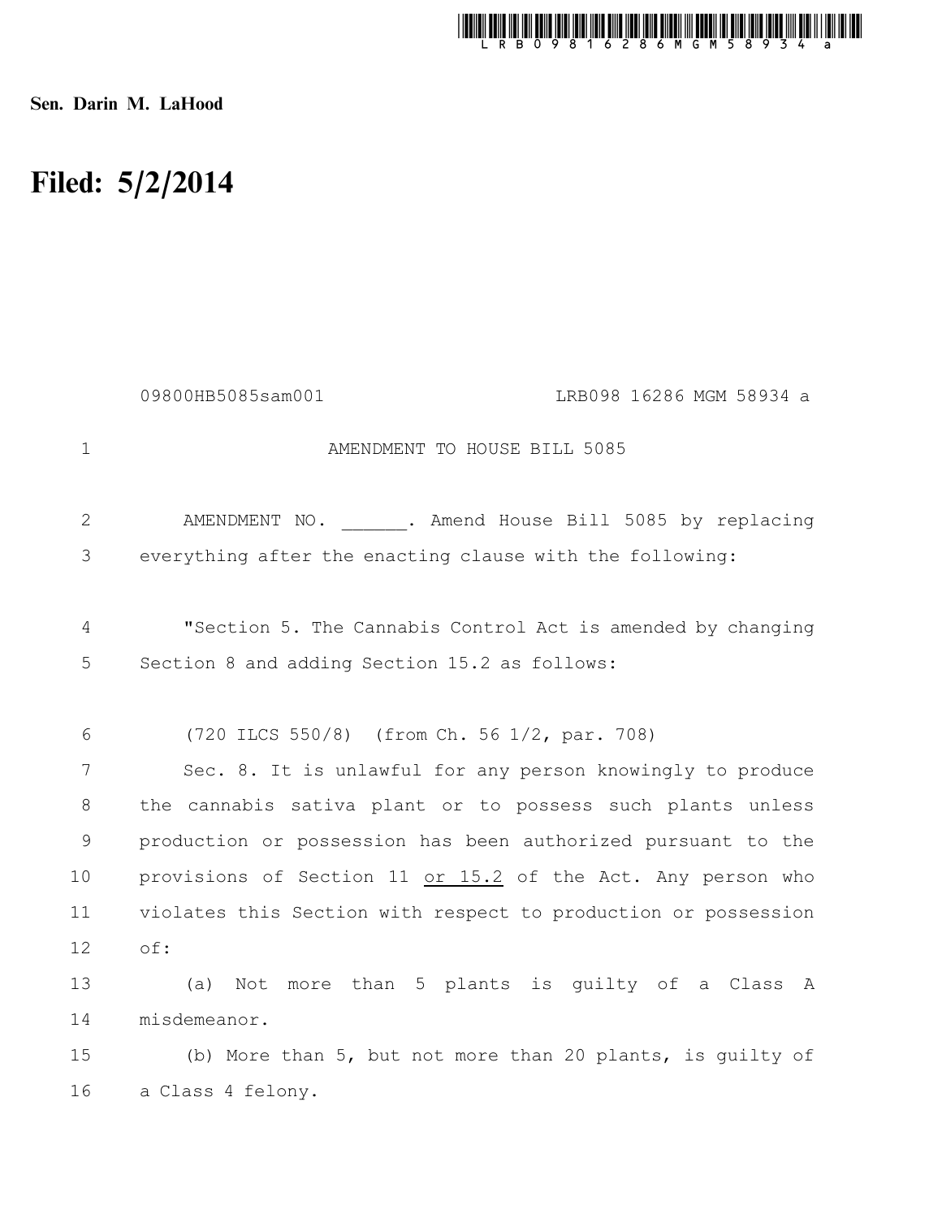Sen. Darin M. LaHood

# Filed: 5/2/2014

09800HB5085sam001 LRB098 16286 MGM 58934 a

AMENDMENT TO HOUSE BILL 5085

AMENDMENT NO. ______. Amend House Bill 5085 by replacing everything after the enacting clause with the following:

"Section 5. The Cannabis Control Act is amended by changing Section 8 and adding Section 15.2 as follows:

(720 ILCS 550/8) (from Ch. 56 1/2, par. 708)

Sec. 8. It is unlawful for any person knowingly to produce the cannabis sativa plant or to possess such plants unless production or possession has been authorized pursuant to the provisions of Section 11 or 15.2 of the Act. Any person who violates this Section with respect to production or possession of:

(a) Not more than 5 plants is guilty of a Class A misdemeanor.

(b) More than 5, but not more than 20 plants, is guilty of a Class 4 felony.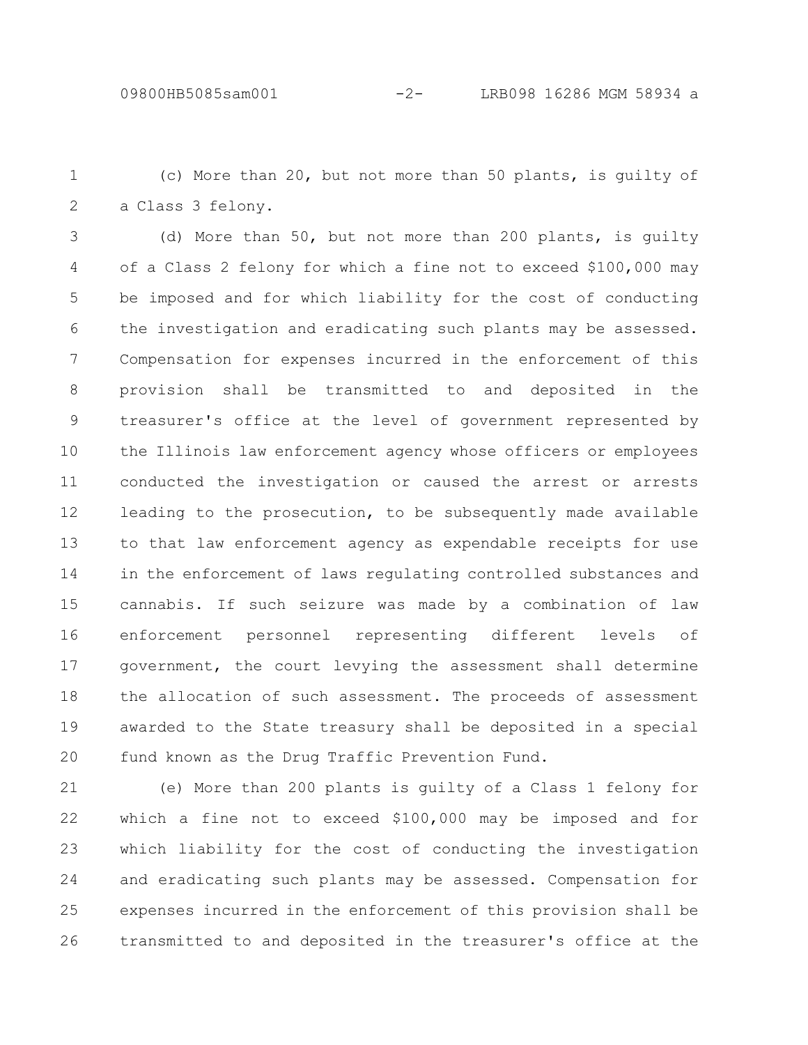(c) More than 20, but not more than 50 plants, is guilty of a Class 3 felony.

(d) More than 50, but not more than 200 plants, is guilty of a Class 2 felony for which a fine not to exceed $100,000 may be imposed and for which liability for the cost of conducting the investigation and eradicating such plants may be assessed. Compensation for expenses incurred in the enforcement of this provision shall be transmitted to and deposited in the treasurer's office at the level of government represented by the Illinois law enforcement agency whose officers or employees conducted the investigation or caused the arrest or arrests leading to the prosecution, to be subsequently made available to that law enforcement agency as expendable receipts for use in the enforcement of laws regulating controlled substances and cannabis. If such seizure was made by a combination of law enforcement personnel representing different levels of government, the court levying the assessment shall determine the allocation of such assessment. The proceeds of assessment awarded to the State treasury shall be deposited in a special fund known as the Drug Traffic Prevention Fund.

(e) More than 200 plants is guilty of a Class 1 felony for which a fine not to exceed $100,000 may be imposed and for which liability for the cost of conducting the investigation and eradicating such plants may be assessed. Compensation for expenses incurred in the enforcement of this provision shall be transmitted to and deposited in the treasurer's office at the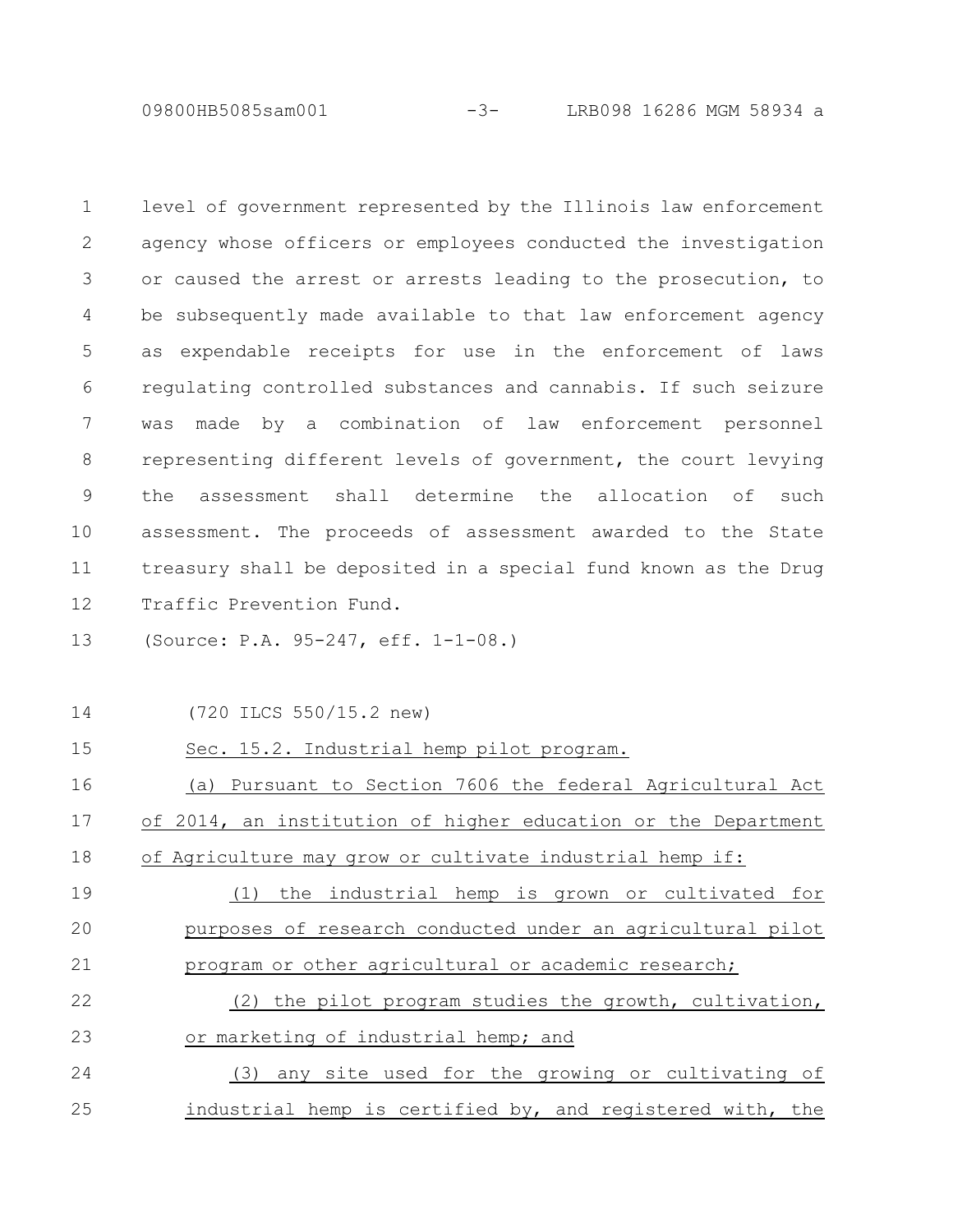level of government represented by the Illinois law enforcement agency whose officers or employees conducted the investigation or caused the arrest or arrests leading to the prosecution, to be subsequently made available to that law enforcement agency as expendable receipts for use in the enforcement of laws regulating controlled substances and cannabis. If such seizure was made by a combination of law enforcement personnel representing different levels of government, the court levying the assessment shall determine the allocation of such assessment. The proceeds of assessment awarded to the State treasury shall be deposited in a special fund known as the Drug Traffic Prevention Fund.

(Source: P.A. 95-247, eff. 1-1-08.)

(720 ILCS 550/15.2 new)

Sec. 15.2. Industrial hemp pilot program.

(a) Pursuant to Section 7606 the federal Agricultural Act of 2014, an institution of higher education or the Department of Agriculture may grow or cultivate industrial hemp if:

(1) the industrial hemp is grown or cultivated for purposes of research conducted under an agricultural pilot program or other agricultural or academic research;

(2) the pilot program studies the growth, cultivation, or marketing of industrial hemp; and

(3) any site used for the growing or cultivating of industrial hemp is certified by, and registered with, the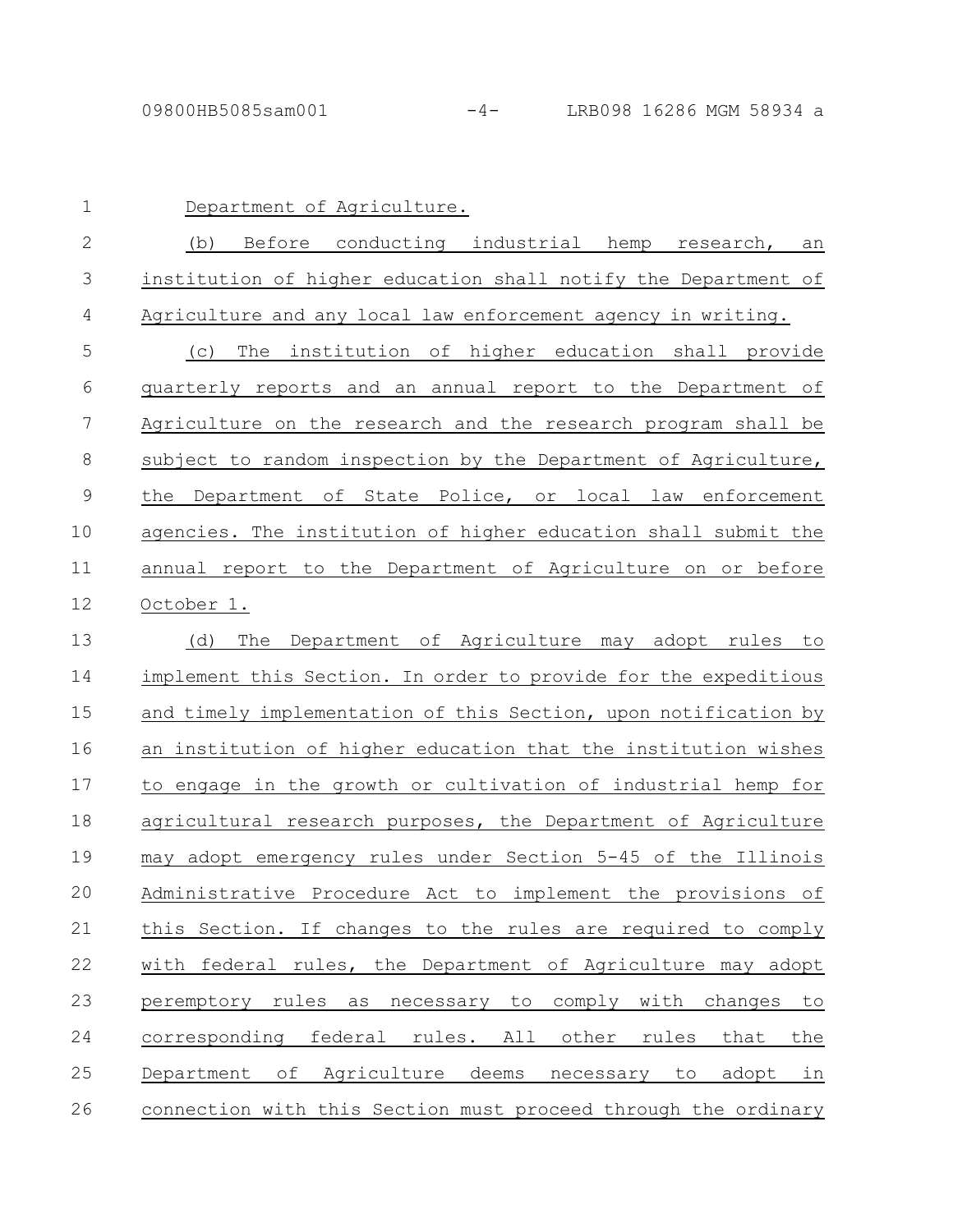Department of Agriculture.

(b) Before conducting industrial hemp research, an institution of higher education shall notify the Department of Agriculture and any local law enforcement agency in writing.

(c) The institution of higher education shall provide quarterly reports and an annual report to the Department of Agriculture on the research and the research program shall be subject to random inspection by the Department of Agriculture, the Department of State Police, or local law enforcement agencies. The institution of higher education shall submit the annual report to the Department of Agriculture on or before October 1.

(d) The Department of Agriculture may adopt rules to implement this Section. In order to provide for the expeditious and timely implementation of this Section, upon notification by an institution of higher education that the institution wishes to engage in the growth or cultivation of industrial hemp for agricultural research purposes, the Department of Agriculture may adopt emergency rules under Section 5-45 of the Illinois Administrative Procedure Act to implement the provisions of this Section. If changes to the rules are required to comply with federal rules, the Department of Agriculture may adopt peremptory rules as necessary to comply with changes to corresponding federal rules. All other rules that the Department of Agriculture deems necessary to adopt in connection with this Section must proceed through the ordinary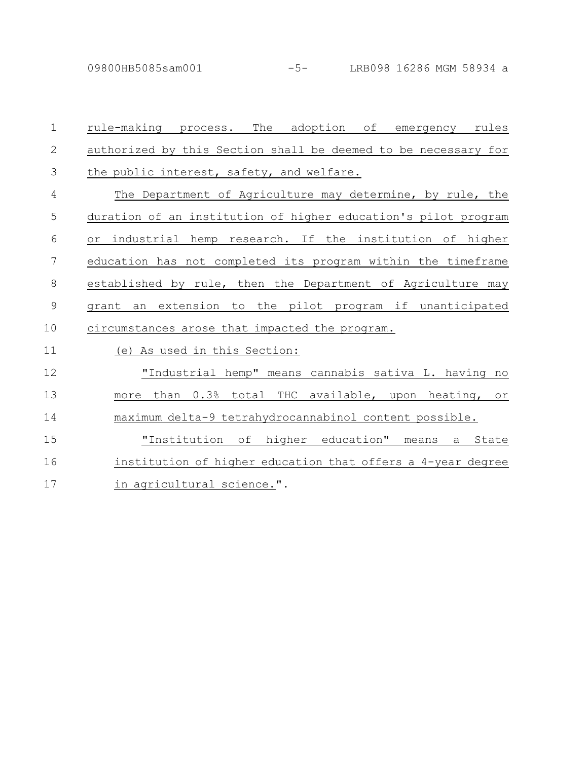rule-making process. The adoption of emergency rules authorized by this Section shall be deemed to be necessary for the public interest, safety, and welfare.

The Department of Agriculture may determine, by rule, the duration of an institution of higher education's pilot program or industrial hemp research. If the institution of higher education has not completed its program within the timeframe established by rule, then the Department of Agriculture may grant an extension to the pilot program if unanticipated circumstances arose that impacted the program.

(e) As used in this Section:

"Industrial hemp" means cannabis sativa L. having no more than 0.3% total THC available, upon heating, or maximum delta-9 tetrahydrocannabinol content possible.

"Institution of higher education" means a State institution of higher education that offers a 4-year degree in agricultural science.".